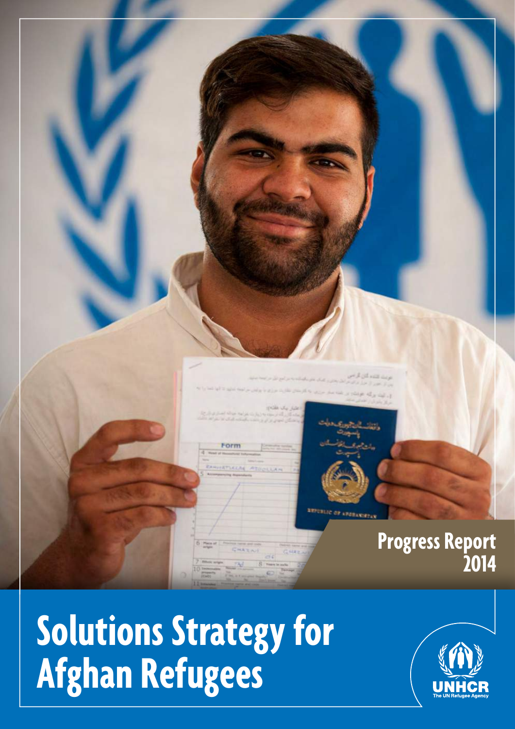Progress Report 2014

# Solutions Strategy for Afghan Refugees

UNHCR
The UN Refugee Agency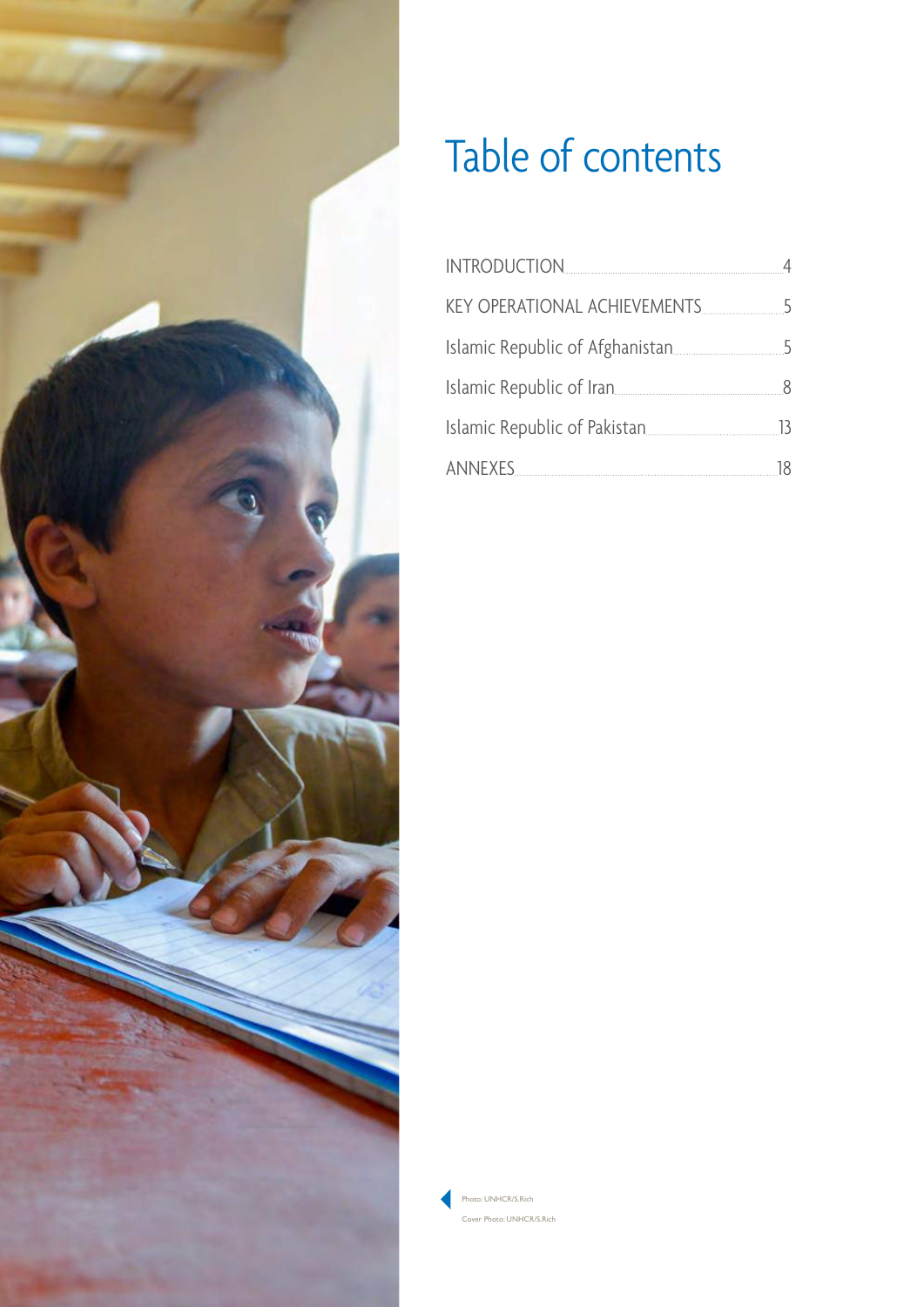# Table of contents

| | |
|---|---|
| INTRODUCTION | 4 |
| KEY OPERATIONAL ACHIEVEMENTS | 5 |
| Islamic Republic of Afghanistan | 5 |
| Islamic Republic of Iran | 8 |
| Islamic Republic of Pakistan | 13 |
| ANNEXES | 18 |

Photo: UNHCR/S.Rich

Cover Photo: UNHCR/S.Rich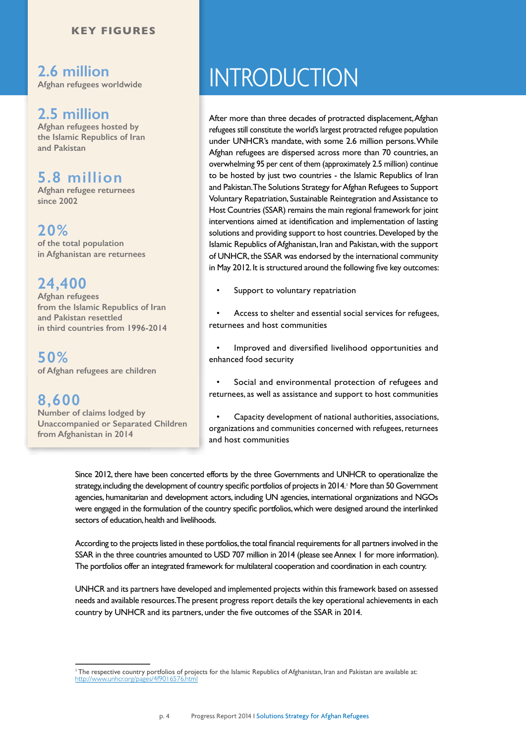# INTRODUCTION

After more than three decades of protracted displacement, Afghan refugees still constitute the world's largest protracted refugee population under UNHCR's mandate, with some 2.6 million persons. While Afghan refugees are dispersed across more than 70 countries, an overwhelming 95 per cent of them (approximately 2.5 million) continue to be hosted by just two countries - the Islamic Republics of Iran and Pakistan. The Solutions Strategy for Afghan Refugees to Support Voluntary Repatriation, Sustainable Reintegration and Assistance to Host Countries (SSAR) remains the main regional framework for joint interventions aimed at identification and implementation of lasting solutions and providing support to host countries. Developed by the Islamic Republics of Afghanistan, Iran and Pakistan, with the support of UNHCR, the SSAR was endorsed by the international community in May 2012. It is structured around the following five key outcomes:

- Support to voluntary repatriation
- Access to shelter and essential social services for refugees, returnees and host communities
- Improved and diversified livelihood opportunities and enhanced food security
- Social and environmental protection of refugees and returnees, as well as assistance and support to host communities
- Capacity development of national authorities, associations, organizations and communities concerned with refugees, returnees and host communities

## KEY FIGURES

**2.6 million**
Afghan refugees worldwide

**2.5 million**
Afghan refugees hosted by the Islamic Republics of Iran and Pakistan

**5.8 million**
Afghan refugee returnees since 2002

**20%**
of the total population in Afghanistan are returnees

**24,400**
Afghan refugees from the Islamic Republics of Iran and Pakistan resettled in third countries from 1996-2014

**50%**
of Afghan refugees are children

**8,600**
Number of claims lodged by Unaccompanied or Separated Children from Afghanistan in 2014

Since 2012, there have been concerted efforts by the three Governments and UNHCR to operationalize the strategy, including the development of country specific portfolios of projects in 2014.[1] More than 50 Government agencies, humanitarian and development actors, including UN agencies, international organizations and NGOs were engaged in the formulation of the country specific portfolios, which were designed around the interlinked sectors of education, health and livelihoods.

According to the projects listed in these portfolios, the total financial requirements for all partners involved in the SSAR in the three countries amounted to USD 707 million in 2014 (please see Annex 1 for more information). The portfolios offer an integrated framework for multilateral cooperation and coordination in each country.

UNHCR and its partners have developed and implemented projects within this framework based on assessed needs and available resources. The present progress report details the key operational achievements in each country by UNHCR and its partners, under the five outcomes of the SSAR in 2014.

[1] The respective country portfolios of projects for the Islamic Republics of Afghanistan, Iran and Pakistan are available at: http://www.unhcr.org/pages/4f9016576.html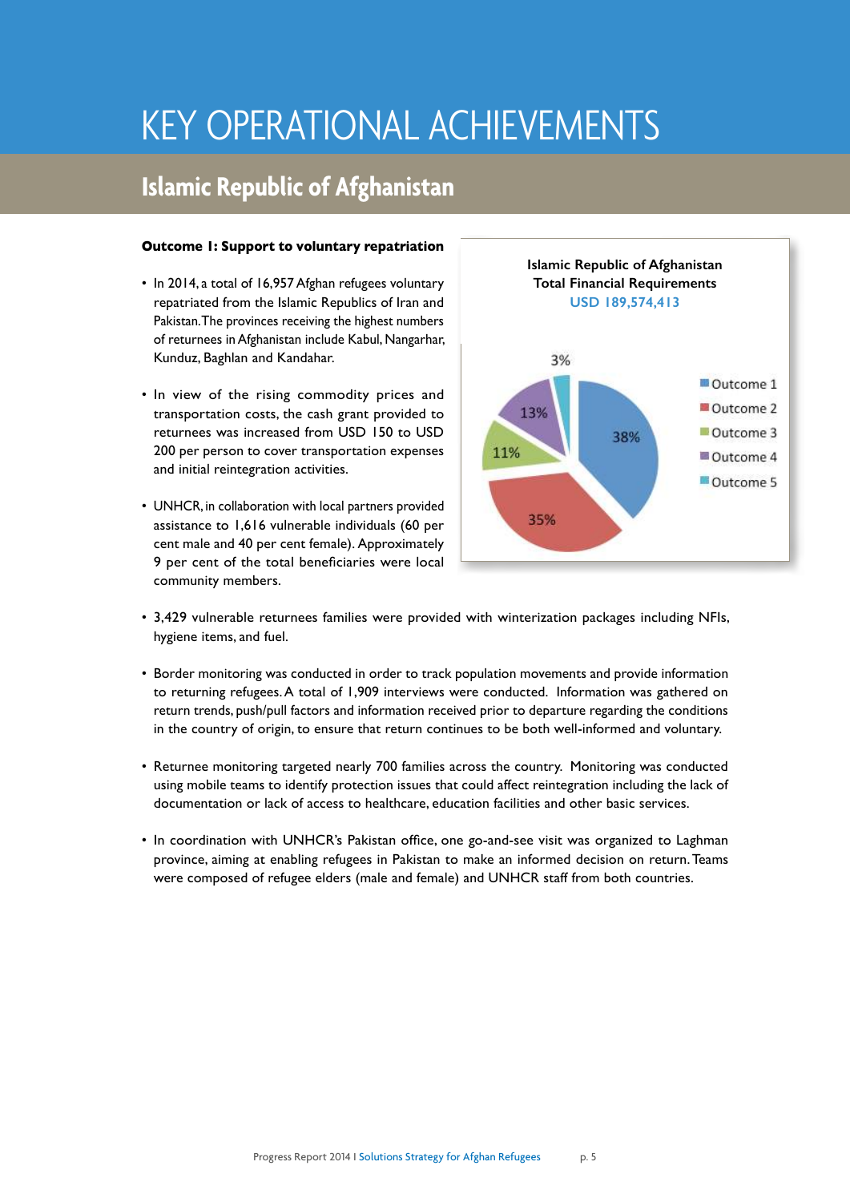# KEY OPERATIONAL ACHIEVEMENTS

## Islamic Republic of Afghanistan

**Outcome 1: Support to voluntary repatriation**

- In 2014, a total of 16,957 Afghan refugees voluntary repatriated from the Islamic Republics of Iran and Pakistan. The provinces receiving the highest numbers of returnees in Afghanistan include Kabul, Nangarhar, Kunduz, Baghlan and Kandahar.
- In view of the rising commodity prices and transportation costs, the cash grant provided to returnees was increased from USD 150 to USD 200 per person to cover transportation expenses and initial reintegration activities.
- UNHCR, in collaboration with local partners provided assistance to 1,616 vulnerable individuals (60 per cent male and 40 per cent female). Approximately 9 per cent of the total beneficiaries were local community members.

**Islamic Republic of Afghanistan Total Financial Requirements**
**USD 189,574,413**

| Outcome | Share |
|---|---|
| Outcome 1 | 38% |
| Outcome 2 | 35% |
| Outcome 3 | 11% |
| Outcome 4 | 13% |
| Outcome 5 | 3% |

- 3,429 vulnerable returnees families were provided with winterization packages including NFIs, hygiene items, and fuel.
- Border monitoring was conducted in order to track population movements and provide information to returning refugees. A total of 1,909 interviews were conducted. Information was gathered on return trends, push/pull factors and information received prior to departure regarding the conditions in the country of origin, to ensure that return continues to be both well-informed and voluntary.
- Returnee monitoring targeted nearly 700 families across the country. Monitoring was conducted using mobile teams to identify protection issues that could affect reintegration including the lack of documentation or lack of access to healthcare, education facilities and other basic services.
- In coordination with UNHCR's Pakistan office, one go-and-see visit was organized to Laghman province, aiming at enabling refugees in Pakistan to make an informed decision on return. Teams were composed of refugee elders (male and female) and UNHCR staff from both countries.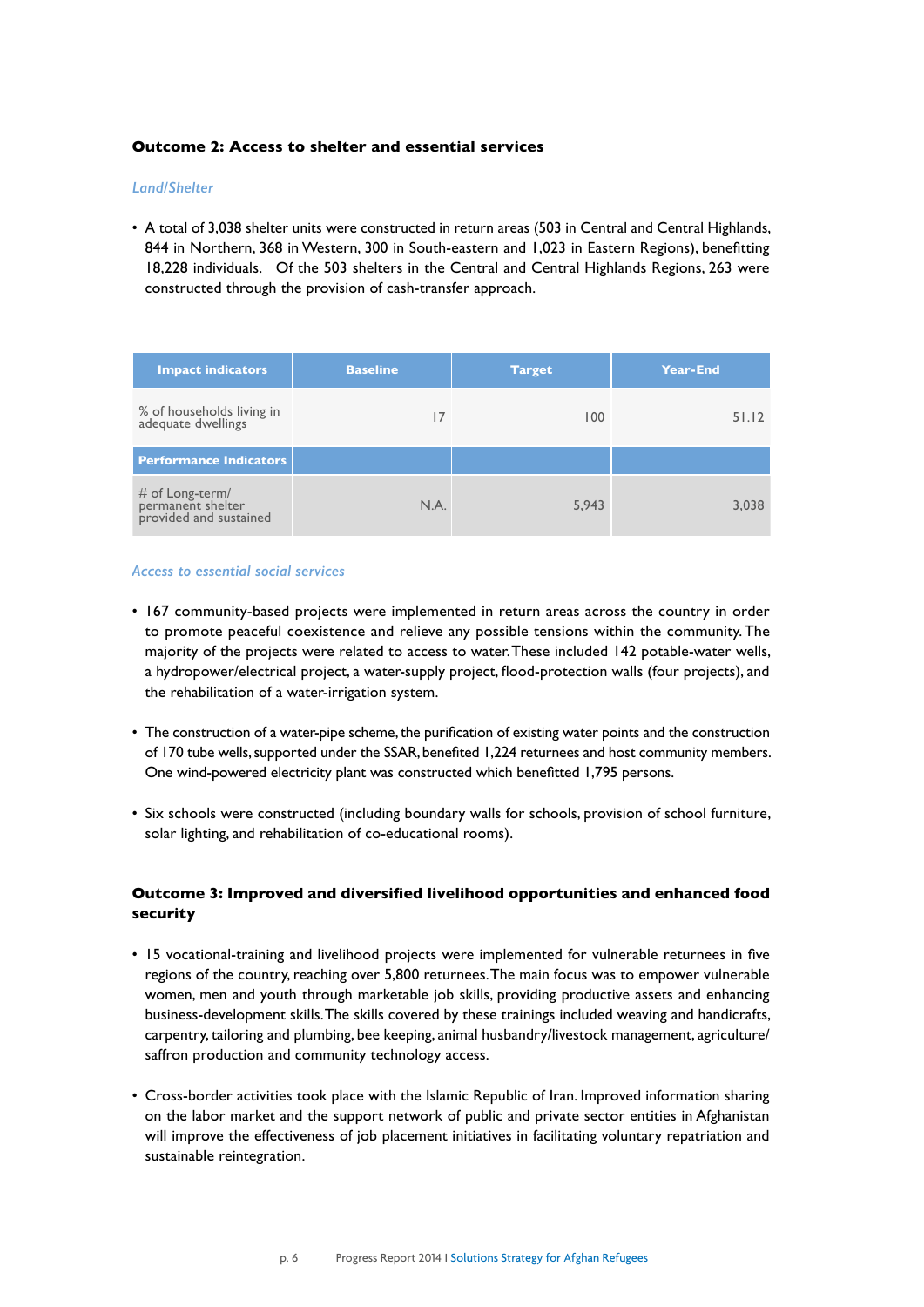### Outcome 2: Access to shelter and essential services

*Land/Shelter*

- A total of 3,038 shelter units were constructed in return areas (503 in Central and Central Highlands, 844 in Northern, 368 in Western, 300 in South-eastern and 1,023 in Eastern Regions), benefitting 18,228 individuals. Of the 503 shelters in the Central and Central Highlands Regions, 263 were constructed through the provision of cash-transfer approach.

| Impact indicators | Baseline | Target | Year-End |
|---|---|---|---|
| % of households living in adequate dwellings | 17 | 100 | 51.12 |
| **Performance Indicators** | | | |
| # of Long-term/ permanent shelter provided and sustained | N.A. | 5,943 | 3,038 |

*Access to essential social services*

- 167 community-based projects were implemented in return areas across the country in order to promote peaceful coexistence and relieve any possible tensions within the community. The majority of the projects were related to access to water. These included 142 potable-water wells, a hydropower/electrical project, a water-supply project, flood-protection walls (four projects), and the rehabilitation of a water-irrigation system.

- The construction of a water-pipe scheme, the purification of existing water points and the construction of 170 tube wells, supported under the SSAR, benefited 1,224 returnees and host community members. One wind-powered electricity plant was constructed which benefitted 1,795 persons.

- Six schools were constructed (including boundary walls for schools, provision of school furniture, solar lighting, and rehabilitation of co-educational rooms).

### Outcome 3: Improved and diversified livelihood opportunities and enhanced food security

- 15 vocational-training and livelihood projects were implemented for vulnerable returnees in five regions of the country, reaching over 5,800 returnees. The main focus was to empower vulnerable women, men and youth through marketable job skills, providing productive assets and enhancing business-development skills. The skills covered by these trainings included weaving and handicrafts, carpentry, tailoring and plumbing, bee keeping, animal husbandry/livestock management, agriculture/saffron production and community technology access.

- Cross-border activities took place with the Islamic Republic of Iran. Improved information sharing on the labor market and the support network of public and private sector entities in Afghanistan will improve the effectiveness of job placement initiatives in facilitating voluntary repatriation and sustainable reintegration.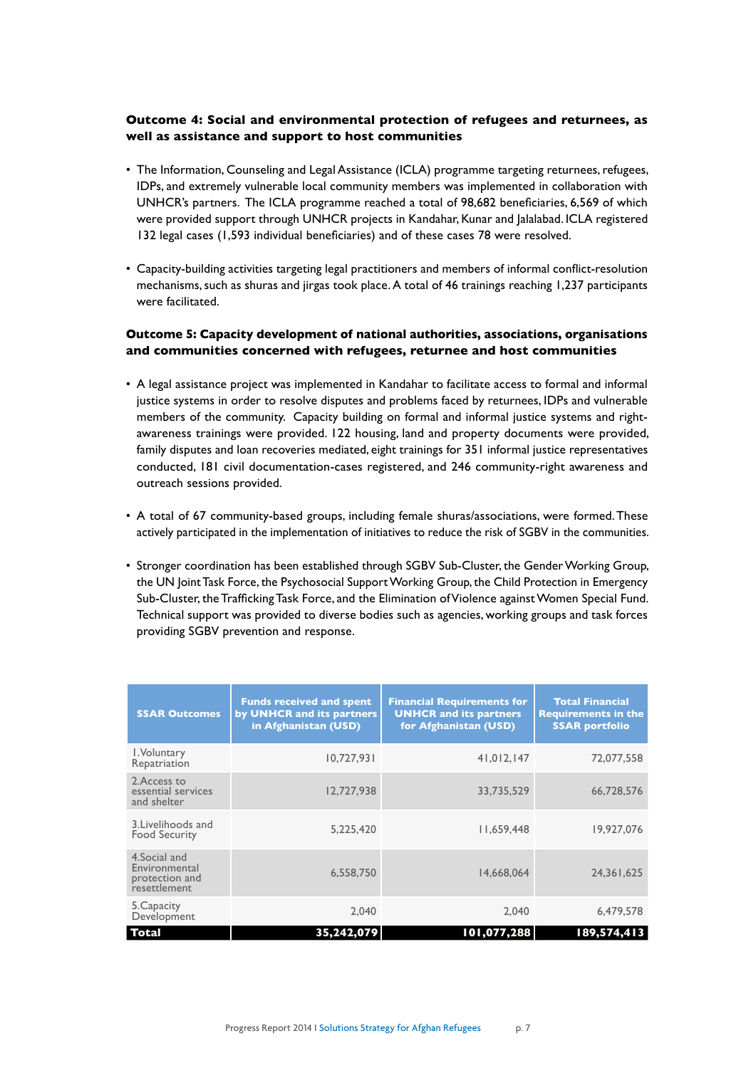**Outcome 4: Social and environmental protection of refugees and returnees, as well as assistance and support to host communities**

- The Information, Counseling and Legal Assistance (ICLA) programme targeting returnees, refugees, IDPs, and extremely vulnerable local community members was implemented in collaboration with UNHCR's partners. The ICLA programme reached a total of 98,682 beneficiaries, 6,569 of which were provided support through UNHCR projects in Kandahar, Kunar and Jalalabad. ICLA registered 132 legal cases (1,593 individual beneficiaries) and of these cases 78 were resolved.

- Capacity-building activities targeting legal practitioners and members of informal conflict-resolution mechanisms, such as shuras and jirgas took place. A total of 46 trainings reaching 1,237 participants were facilitated.

**Outcome 5: Capacity development of national authorities, associations, organisations and communities concerned with refugees, returnee and host communities**

- A legal assistance project was implemented in Kandahar to facilitate access to formal and informal justice systems in order to resolve disputes and problems faced by returnees, IDPs and vulnerable members of the community. Capacity building on formal and informal justice systems and right-awareness trainings were provided. 122 housing, land and property documents were provided, family disputes and loan recoveries mediated, eight trainings for 351 informal justice representatives conducted, 181 civil documentation-cases registered, and 246 community-right awareness and outreach sessions provided.

- A total of 67 community-based groups, including female shuras/associations, were formed. These actively participated in the implementation of initiatives to reduce the risk of SGBV in the communities.

- Stronger coordination has been established through SGBV Sub-Cluster, the Gender Working Group, the UN Joint Task Force, the Psychosocial Support Working Group, the Child Protection in Emergency Sub-Cluster, the Trafficking Task Force, and the Elimination of Violence against Women Special Fund. Technical support was provided to diverse bodies such as agencies, working groups and task forces providing SGBV prevention and response.

| SSAR Outcomes | Funds received and spent by UNHCR and its partners in Afghanistan (USD) | Financial Requirements for UNHCR and its partners for Afghanistan (USD) | Total Financial Requirements in the SSAR portfolio |
|---|---|---|---|
| 1.Voluntary Repatriation | 10,727,931 | 41,012,147 | 72,077,558 |
| 2.Access to essential services and shelter | 12,727,938 | 33,735,529 | 66,728,576 |
| 3.Livelihoods and Food Security | 5,225,420 | 11,659,448 | 19,927,076 |
| 4.Social and Environmental protection and resettlement | 6,558,750 | 14,668,064 | 24,361,625 |
| 5.Capacity Development | 2,040 | 2,040 | 6,479,578 |
| **Total** | **35,242,079** | **101,077,288** | **189,574,413** |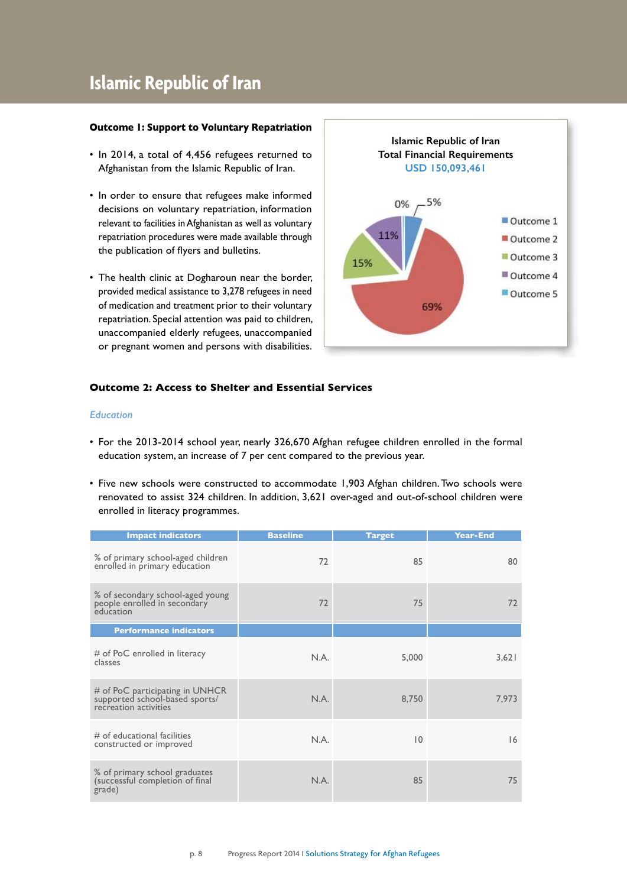# Islamic Republic of Iran

**Outcome 1: Support to Voluntary Repatriation**

- In 2014, a total of 4,456 refugees returned to Afghanistan from the Islamic Republic of Iran.
- In order to ensure that refugees make informed decisions on voluntary repatriation, information relevant to facilities in Afghanistan as well as voluntary repatriation procedures were made available through the publication of flyers and bulletins.
- The health clinic at Dogharoun near the border, provided medical assistance to 3,278 refugees in need of medication and treatment prior to their voluntary repatriation. Special attention was paid to children, unaccompanied elderly refugees, unaccompanied or pregnant women and persons with disabilities.

Islamic Republic of Iran
Total Financial Requirements
USD 150,093,461

| Outcome | Share |
|---|---|
| Outcome 1 | 5% |
| Outcome 2 | 69% |
| Outcome 3 | 15% |
| Outcome 4 | 11% |
| Outcome 5 | 0% |

**Outcome 2: Access to Shelter and Essential Services**

*Education*

- For the 2013-2014 school year, nearly 326,670 Afghan refugee children enrolled in the formal education system, an increase of 7 per cent compared to the previous year.
- Five new schools were constructed to accommodate 1,903 Afghan children. Two schools were renovated to assist 324 children. In addition, 3,621 over-aged and out-of-school children were enrolled in literacy programmes.

| Impact indicators | Baseline | Target | Year-End |
|---|---|---|---|
| % of primary school-aged children enrolled in primary education | 72 | 85 | 80 |
| % of secondary school-aged young people enrolled in secondary education | 72 | 75 | 72 |
| **Performance indicators** | | | |
| # of PoC enrolled in literacy classes | N.A. | 5,000 | 3,621 |
| # of PoC participating in UNHCR supported school-based sports/ recreation activities | N.A. | 8,750 | 7,973 |
| # of educational facilities constructed or improved | N.A. | 10 | 16 |
| % of primary school graduates (successful completion of final grade) | N.A. | 85 | 75 |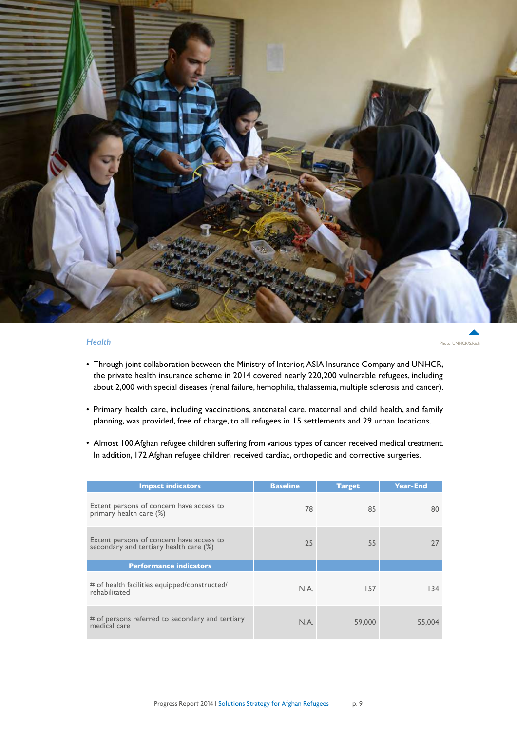### *Health*

Photo: UNHCR/S.Rich

- Through joint collaboration between the Ministry of Interior, ASIA Insurance Company and UNHCR, the private health insurance scheme in 2014 covered nearly 220,200 vulnerable refugees, including about 2,000 with special diseases (renal failure, hemophilia, thalassemia, multiple sclerosis and cancer).
- Primary health care, including vaccinations, antenatal care, maternal and child health, and family planning, was provided, free of charge, to all refugees in 15 settlements and 29 urban locations.
- Almost 100 Afghan refugee children suffering from various types of cancer received medical treatment. In addition, 172 Afghan refugee children received cardiac, orthopedic and corrective surgeries.

| Impact indicators | Baseline | Target | Year-End |
|---|---|---|---|
| Extent persons of concern have access to primary health care (%) | 78 | 85 | 80 |
| Extent persons of concern have access to secondary and tertiary health care (%) | 25 | 55 | 27 |
| **Performance indicators** | | | |
| # of health facilities equipped/constructed/rehabilitated | N.A. | 157 | 134 |
| # of persons referred to secondary and tertiary medical care | N.A. | 59,000 | 55,004 |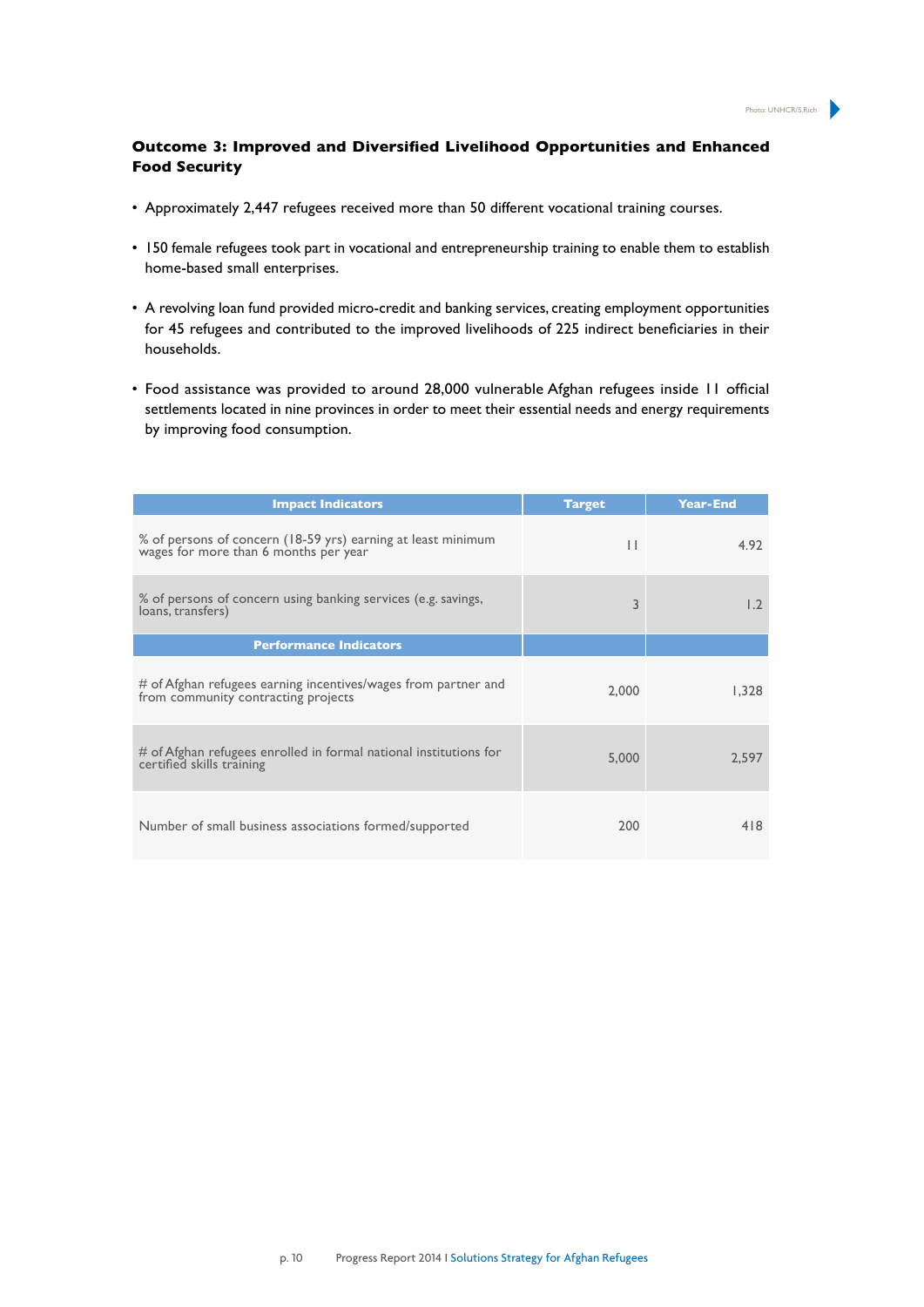### Outcome 3: Improved and Diversified Livelihood Opportunities and Enhanced Food Security

- Approximately 2,447 refugees received more than 50 different vocational training courses.
- 150 female refugees took part in vocational and entrepreneurship training to enable them to establish home-based small enterprises.
- A revolving loan fund provided micro-credit and banking services, creating employment opportunities for 45 refugees and contributed to the improved livelihoods of 225 indirect beneficiaries in their households.
- Food assistance was provided to around 28,000 vulnerable Afghan refugees inside 11 official settlements located in nine provinces in order to meet their essential needs and energy requirements by improving food consumption.

| Impact Indicators | Target | Year-End |
|---|---|---|
| % of persons of concern (18-59 yrs) earning at least minimum wages for more than 6 months per year | 11 | 4.92 |
| % of persons of concern using banking services (e.g. savings, loans, transfers) | 3 | 1.2 |
| **Performance Indicators** | | |
| # of Afghan refugees earning incentives/wages from partner and from community contracting projects | 2,000 | 1,328 |
| # of Afghan refugees enrolled in formal national institutions for certified skills training | 5,000 | 2,597 |
| Number of small business associations formed/supported | 200 | 418 |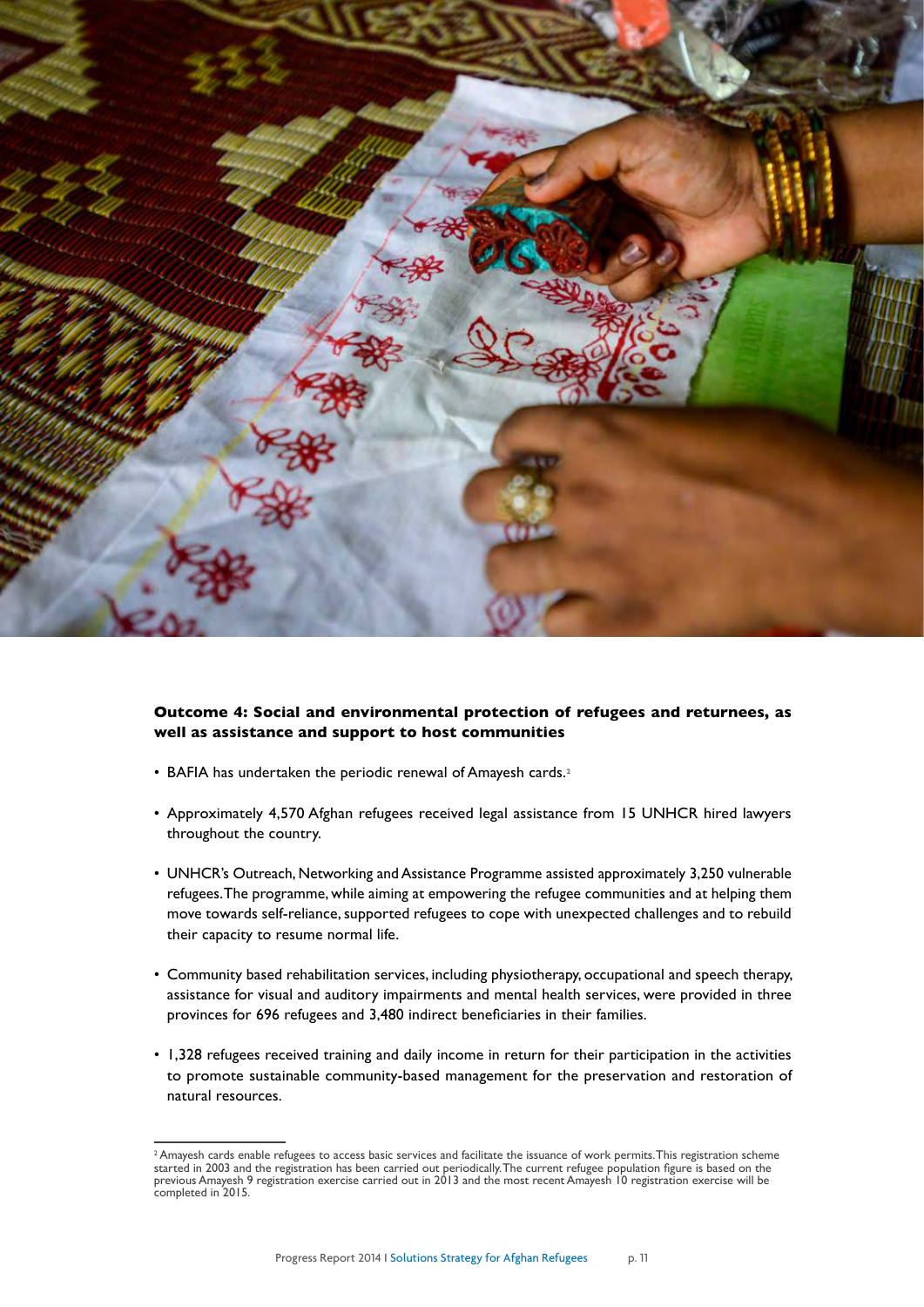**Outcome 4: Social and environmental protection of refugees and returnees, as well as assistance and support to host communities**

- BAFIA has undertaken the periodic renewal of Amayesh cards.[2]
- Approximately 4,570 Afghan refugees received legal assistance from 15 UNHCR hired lawyers throughout the country.
- UNHCR's Outreach, Networking and Assistance Programme assisted approximately 3,250 vulnerable refugees. The programme, while aiming at empowering the refugee communities and at helping them move towards self-reliance, supported refugees to cope with unexpected challenges and to rebuild their capacity to resume normal life.
- Community based rehabilitation services, including physiotherapy, occupational and speech therapy, assistance for visual and auditory impairments and mental health services, were provided in three provinces for 696 refugees and 3,480 indirect beneficiaries in their families.
- 1,328 refugees received training and daily income in return for their participation in the activities to promote sustainable community-based management for the preservation and restoration of natural resources.

[2] Amayesh cards enable refugees to access basic services and facilitate the issuance of work permits. This registration scheme started in 2003 and the registration has been carried out periodically. The current refugee population figure is based on the previous Amayesh 9 registration exercise carried out in 2013 and the most recent Amayesh 10 registration exercise will be completed in 2015.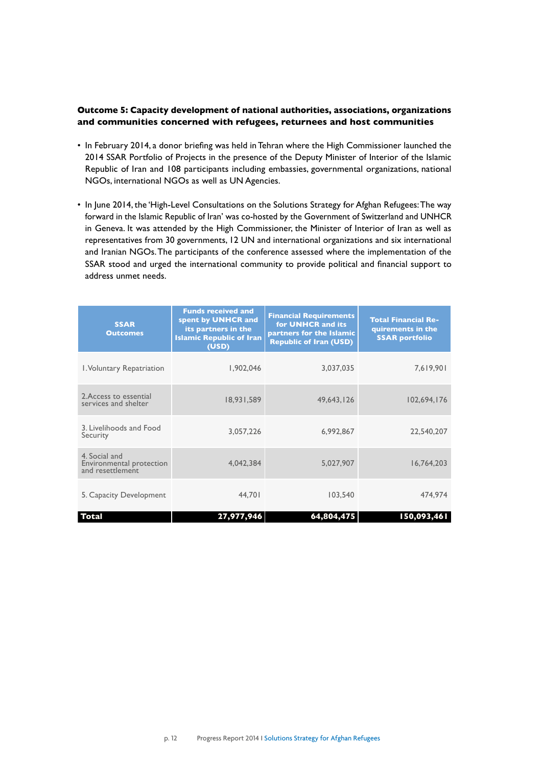**Outcome 5: Capacity development of national authorities, associations, organizations and communities concerned with refugees, returnees and host communities**

- In February 2014, a donor briefing was held in Tehran where the High Commissioner launched the 2014 SSAR Portfolio of Projects in the presence of the Deputy Minister of Interior of the Islamic Republic of Iran and 108 participants including embassies, governmental organizations, national NGOs, international NGOs as well as UN Agencies.

- In June 2014, the 'High-Level Consultations on the Solutions Strategy for Afghan Refugees: The way forward in the Islamic Republic of Iran' was co-hosted by the Government of Switzerland and UNHCR in Geneva. It was attended by the High Commissioner, the Minister of Interior of Iran as well as representatives from 30 governments, 12 UN and international organizations and six international and Iranian NGOs. The participants of the conference assessed where the implementation of the SSAR stood and urged the international community to provide political and financial support to address unmet needs.

| SSAR Outcomes | Funds received and spent by UNHCR and its partners in the Islamic Republic of Iran (USD) | Financial Requirements for UNHCR and its partners for the Islamic Republic of Iran (USD) | Total Financial Requirements in the SSAR portfolio |
|---|---|---|---|
| 1. Voluntary Repatriation | 1,902,046 | 3,037,035 | 7,619,901 |
| 2. Access to essential services and shelter | 18,931,589 | 49,643,126 | 102,694,176 |
| 3. Livelihoods and Food Security | 3,057,226 | 6,992,867 | 22,540,207 |
| 4. Social and Environmental protection and resettlement | 4,042,384 | 5,027,907 | 16,764,203 |
| 5. Capacity Development | 44,701 | 103,540 | 474,974 |
| **Total** | **27,977,946** | **64,804,475** | **150,093,461** |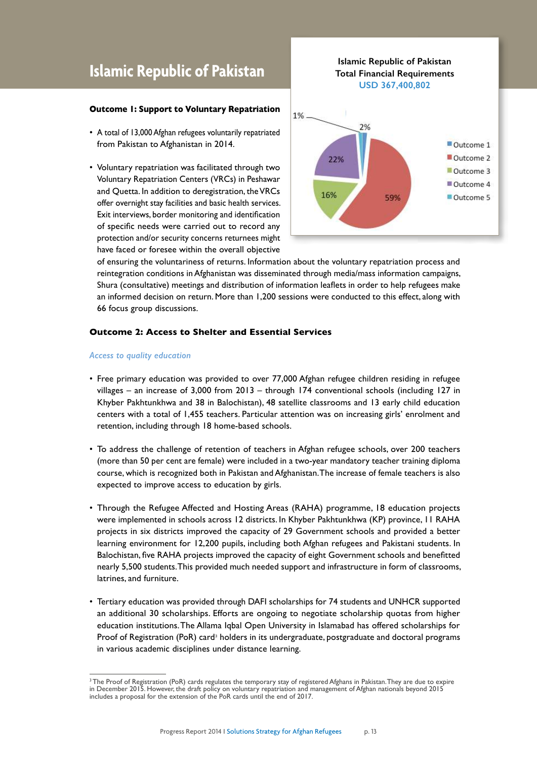# Islamic Republic of Pakistan

Islamic Republic of Pakistan
Total Financial Requirements
USD 367,400,802

| Outcome | Share |
|---|---|
| Outcome 1 | 2% |
| Outcome 2 | 59% |
| Outcome 3 | 16% |
| Outcome 4 | 22% |
| Outcome 5 | 1% |

### Outcome 1: Support to Voluntary Repatriation

- A total of 13,000 Afghan refugees voluntarily repatriated from Pakistan to Afghanistan in 2014.
- Voluntary repatriation was facilitated through two Voluntary Repatriation Centers (VRCs) in Peshawar and Quetta. In addition to deregistration, the VRCs offer overnight stay facilities and basic health services. Exit interviews, border monitoring and identification of specific needs were carried out to record any protection and/or security concerns returnees might have faced or foresee within the overall objective of ensuring the voluntariness of returns. Information about the voluntary repatriation process and reintegration conditions in Afghanistan was disseminated through media/mass information campaigns, Shura (consultative) meetings and distribution of information leaflets in order to help refugees make an informed decision on return. More than 1,200 sessions were conducted to this effect, along with 66 focus group discussions.

### Outcome 2: Access to Shelter and Essential Services

*Access to quality education*

- Free primary education was provided to over 77,000 Afghan refugee children residing in refugee villages – an increase of 3,000 from 2013 – through 174 conventional schools (including 127 in Khyber Pakhtunkhwa and 38 in Balochistan), 48 satellite classrooms and 13 early child education centers with a total of 1,455 teachers. Particular attention was on increasing girls' enrolment and retention, including through 18 home-based schools.
- To address the challenge of retention of teachers in Afghan refugee schools, over 200 teachers (more than 50 per cent are female) were included in a two-year mandatory teacher training diploma course, which is recognized both in Pakistan and Afghanistan. The increase of female teachers is also expected to improve access to education by girls.
- Through the Refugee Affected and Hosting Areas (RAHA) programme, 18 education projects were implemented in schools across 12 districts. In Khyber Pakhtunkhwa (KP) province, 11 RAHA projects in six districts improved the capacity of 29 Government schools and provided a better learning environment for 12,200 pupils, including both Afghan refugees and Pakistani students. In Balochistan, five RAHA projects improved the capacity of eight Government schools and benefitted nearly 5,500 students. This provided much needed support and infrastructure in form of classrooms, latrines, and furniture.
- Tertiary education was provided through DAFI scholarships for 74 students and UNHCR supported an additional 30 scholarships. Efforts are ongoing to negotiate scholarship quotas from higher education institutions. The Allama Iqbal Open University in Islamabad has offered scholarships for Proof of Registration (PoR) card[3] holders in its undergraduate, postgraduate and doctoral programs in various academic disciplines under distance learning.

[3] The Proof of Registration (PoR) cards regulates the temporary stay of registered Afghans in Pakistan. They are due to expire in December 2015. However, the draft policy on voluntary repatriation and management of Afghan nationals beyond 2015 includes a proposal for the extension of the PoR cards until the end of 2017.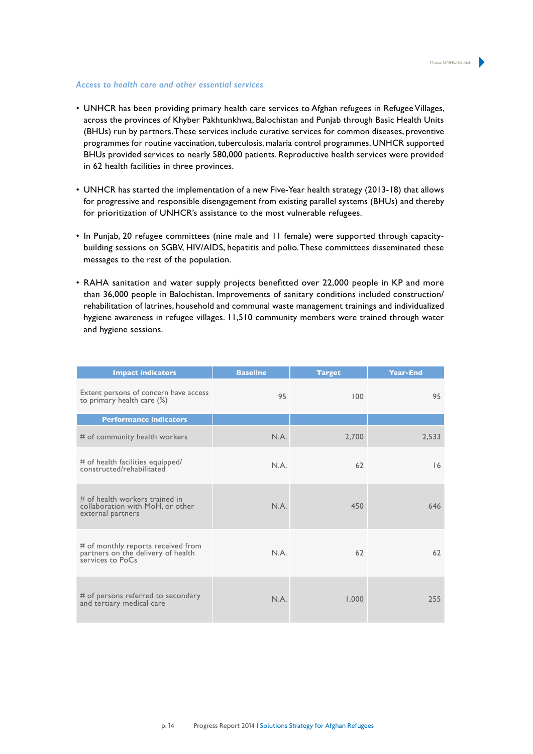### *Access to health care and other essential services*

- UNHCR has been providing primary health care services to Afghan refugees in Refugee Villages, across the provinces of Khyber Pakhtunkhwa, Balochistan and Punjab through Basic Health Units (BHUs) run by partners. These services include curative services for common diseases, preventive programmes for routine vaccination, tuberculosis, malaria control programmes. UNHCR supported BHUs provided services to nearly 580,000 patients. Reproductive health services were provided in 62 health facilities in three provinces.

- UNHCR has started the implementation of a new Five-Year health strategy (2013-18) that allows for progressive and responsible disengagement from existing parallel systems (BHUs) and thereby for prioritization of UNHCR's assistance to the most vulnerable refugees.

- In Punjab, 20 refugee committees (nine male and 11 female) were supported through capacity-building sessions on SGBV, HIV/AIDS, hepatitis and polio. These committees disseminated these messages to the rest of the population.

- RAHA sanitation and water supply projects benefitted over 22,000 people in KP and more than 36,000 people in Balochistan. Improvements of sanitary conditions included construction/rehabilitation of latrines, household and communal waste management trainings and individualized hygiene awareness in refugee villages. 11,510 community members were trained through water and hygiene sessions.

| Impact indicators | Baseline | Target | Year-End |
|---|---|---|---|
| Extent persons of concern have access to primary health care (%) | 95 | 100 | 95 |
| **Performance indicators** | | | |
| # of community health workers | N.A. | 2,700 | 2,533 |
| # of health facilities equipped/constructed/rehabilitated | N.A. | 62 | 16 |
| # of health workers trained in collaboration with MoH, or other external partners | N.A. | 450 | 646 |
| # of monthly reports received from partners on the delivery of health services to PoCs | N.A. | 62 | 62 |
| # of persons referred to secondary and tertiary medical care | N.A. | 1,000 | 255 |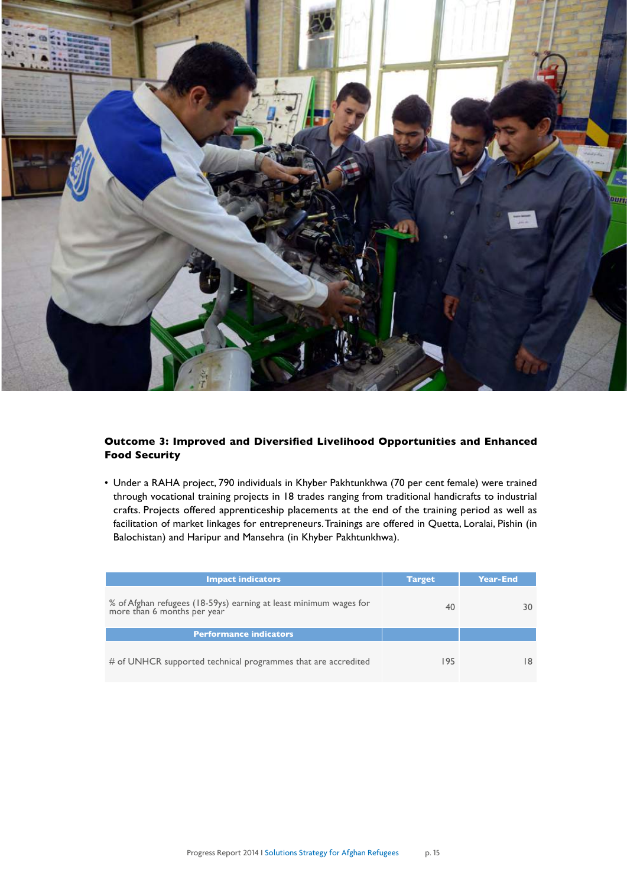### Outcome 3: Improved and Diversified Livelihood Opportunities and Enhanced Food Security

- Under a RAHA project, 790 individuals in Khyber Pakhtunkhwa (70 per cent female) were trained through vocational training projects in 18 trades ranging from traditional handicrafts to industrial crafts. Projects offered apprenticeship placements at the end of the training period as well as facilitation of market linkages for entrepreneurs. Trainings are offered in Quetta, Loralai, Pishin (in Balochistan) and Haripur and Mansehra (in Khyber Pakhtunkhwa).

| Impact indicators | Target | Year-End |
|---|---|---|
| % of Afghan refugees (18-59ys) earning at least minimum wages for more than 6 months per year | 40 | 30 |
| **Performance indicators** | | |
| # of UNHCR supported technical programmes that are accredited | 195 | 18 |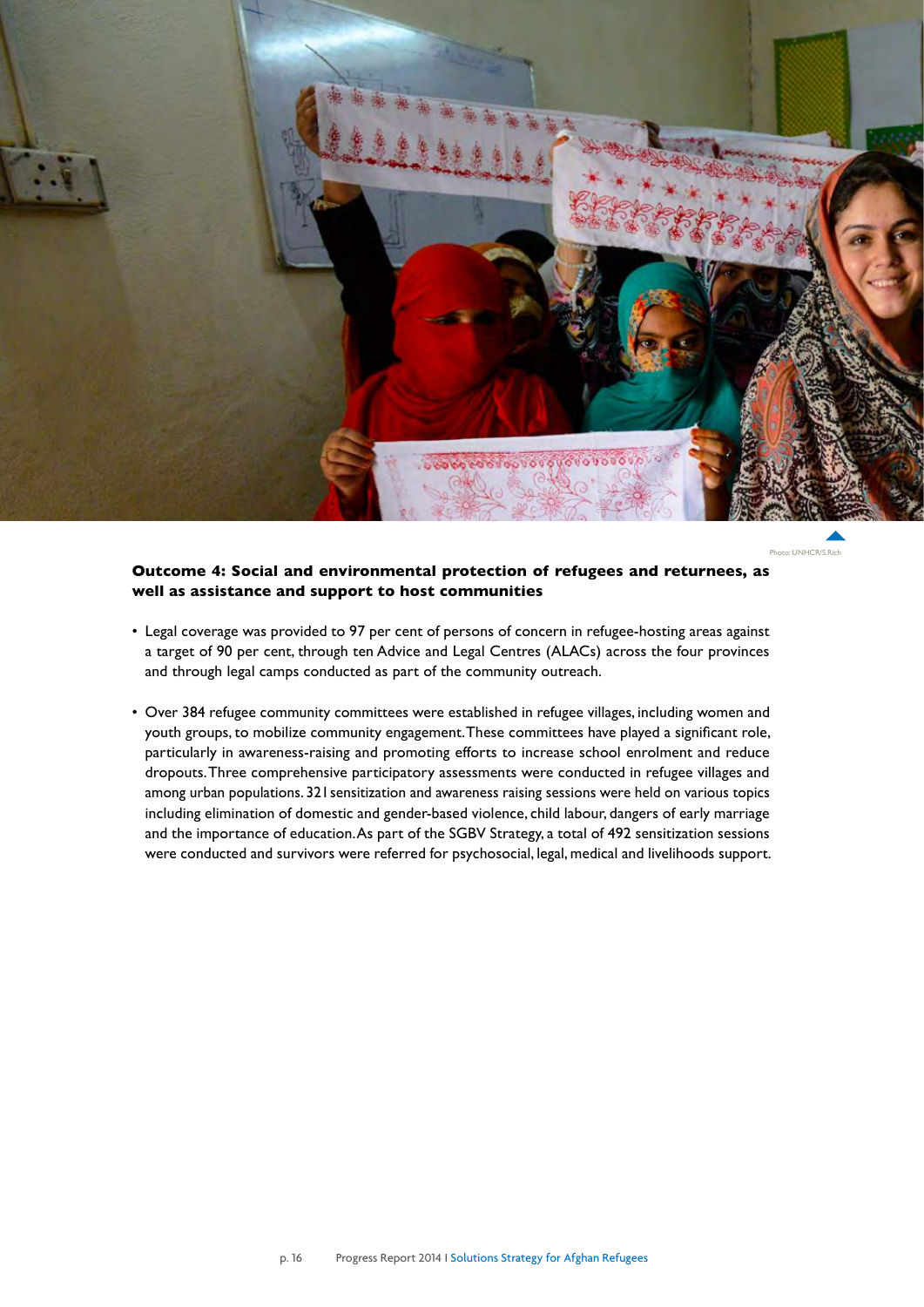Photo: UNHCR/S.Rich

**Outcome 4: Social and environmental protection of refugees and returnees, as well as assistance and support to host communities**

- Legal coverage was provided to 97 per cent of persons of concern in refugee-hosting areas against a target of 90 per cent, through ten Advice and Legal Centres (ALACs) across the four provinces and through legal camps conducted as part of the community outreach.

- Over 384 refugee community committees were established in refugee villages, including women and youth groups, to mobilize community engagement. These committees have played a significant role, particularly in awareness-raising and promoting efforts to increase school enrolment and reduce dropouts. Three comprehensive participatory assessments were conducted in refugee villages and among urban populations. 321 sensitization and awareness raising sessions were held on various topics including elimination of domestic and gender-based violence, child labour, dangers of early marriage and the importance of education. As part of the SGBV Strategy, a total of 492 sensitization sessions were conducted and survivors were referred for psychosocial, legal, medical and livelihoods support.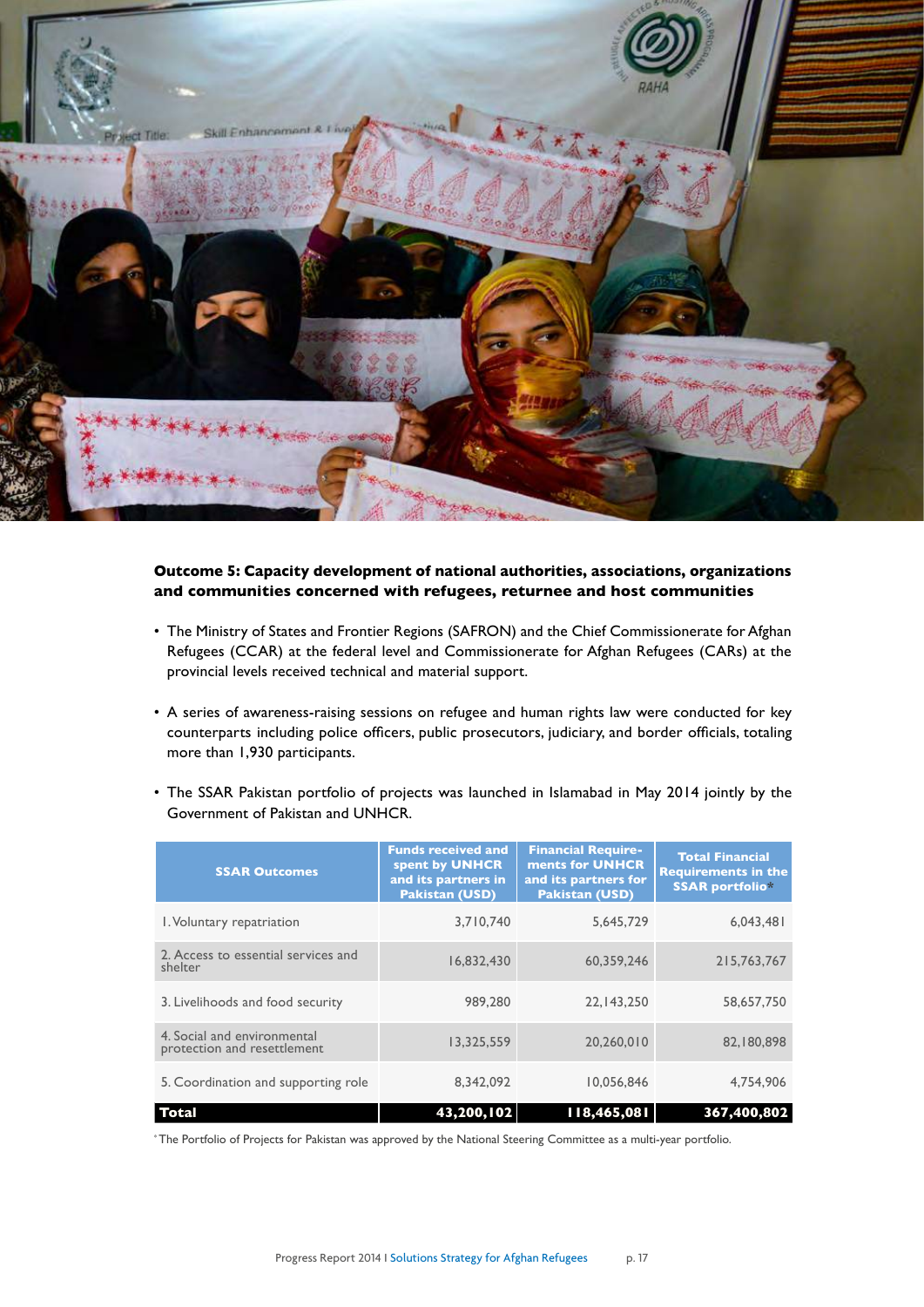**Outcome 5: Capacity development of national authorities, associations, organizations and communities concerned with refugees, returnee and host communities**

- The Ministry of States and Frontier Regions (SAFRON) and the Chief Commissionerate for Afghan Refugees (CCAR) at the federal level and Commissionerate for Afghan Refugees (CARs) at the provincial levels received technical and material support.
- A series of awareness-raising sessions on refugee and human rights law were conducted for key counterparts including police officers, public prosecutors, judiciary, and border officials, totaling more than 1,930 participants.
- The SSAR Pakistan portfolio of projects was launched in Islamabad in May 2014 jointly by the Government of Pakistan and UNHCR.

| SSAR Outcomes | Funds received and spent by UNHCR and its partners in Pakistan (USD) | Financial Requirements for UNHCR and its partners for Pakistan (USD) | Total Financial Requirements in the SSAR portfolio* |
|---|---|---|---|
| 1. Voluntary repatriation | 3,710,740 | 5,645,729 | 6,043,481 |
| 2. Access to essential services and shelter | 16,832,430 | 60,359,246 | 215,763,767 |
| 3. Livelihoods and food security | 989,280 | 22,143,250 | 58,657,750 |
| 4. Social and environmental protection and resettlement | 13,325,559 | 20,260,010 | 82,180,898 |
| 5. Coordination and supporting role | 8,342,092 | 10,056,846 | 4,754,906 |
| **Total** | **43,200,102** | **118,465,081** | **367,400,802** |

*The Portfolio of Projects for Pakistan was approved by the National Steering Committee as a multi-year portfolio.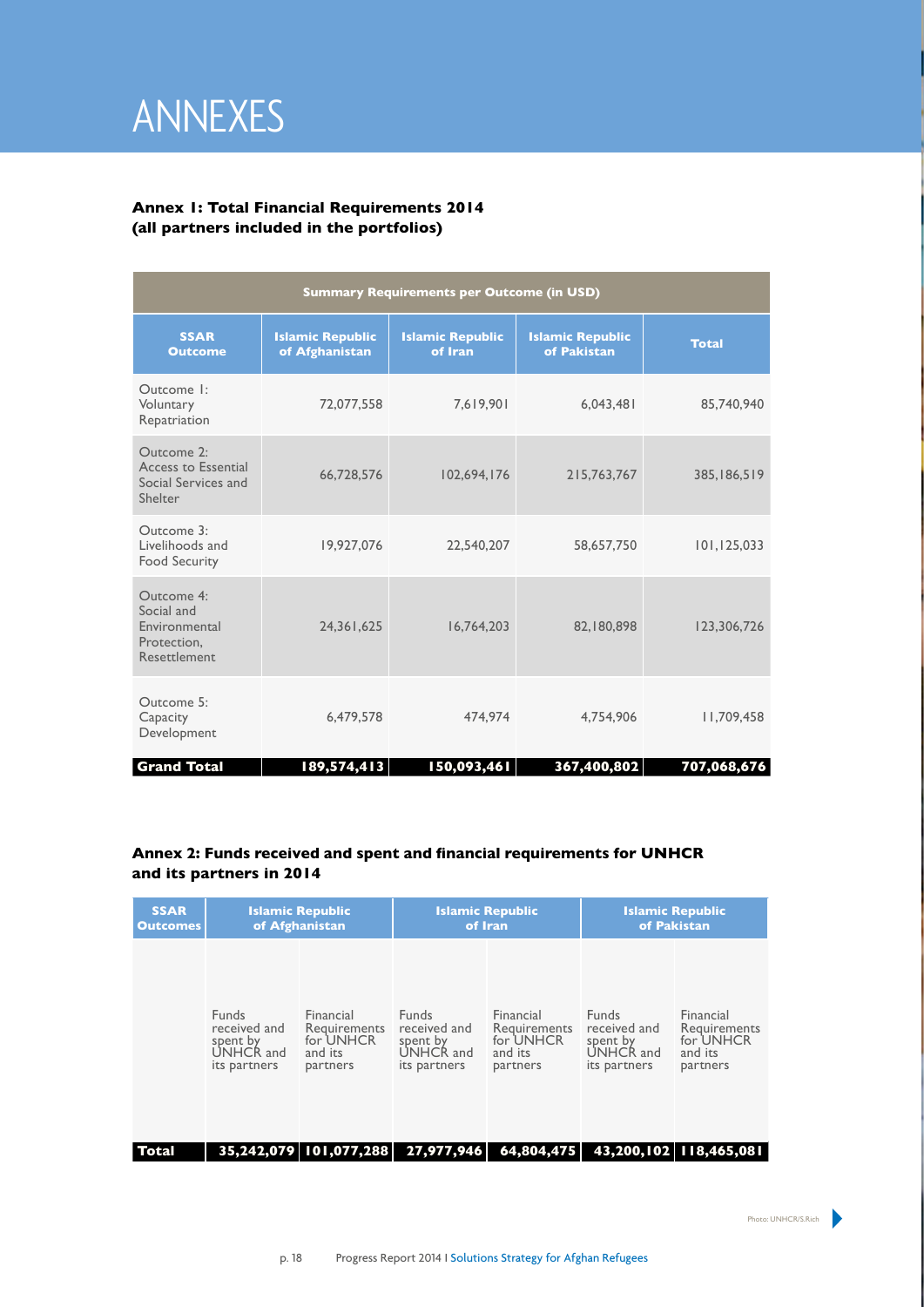# ANNEXES

**Annex 1: Total Financial Requirements 2014 (all partners included in the portfolios)**

| Summary Requirements per Outcome (in USD) | | | | |
|---|---|---|---|---|
| **SSAR Outcome** | **Islamic Republic of Afghanistan** | **Islamic Republic of Iran** | **Islamic Republic of Pakistan** | **Total** |
| Outcome 1: Voluntary Repatriation | 72,077,558 | 7,619,901 | 6,043,481 | 85,740,940 |
| Outcome 2: Access to Essential Social Services and Shelter | 66,728,576 | 102,694,176 | 215,763,767 | 385,186,519 |
| Outcome 3: Livelihoods and Food Security | 19,927,076 | 22,540,207 | 58,657,750 | 101,125,033 |
| Outcome 4: Social and Environmental Protection, Resettlement | 24,361,625 | 16,764,203 | 82,180,898 | 123,306,726 |
| Outcome 5: Capacity Development | 6,479,578 | 474,974 | 4,754,906 | 11,709,458 |
| **Grand Total** | **189,574,413** | **150,093,461** | **367,400,802** | **707,068,676** |

**Annex 2: Funds received and spent and financial requirements for UNHCR and its partners in 2014**

| **SSAR Outcomes** | **Islamic Republic of Afghanistan** | | **Islamic Republic of Iran** | | **Islamic Republic of Pakistan** | |
|---|---|---|---|---|---|---|
| | Funds received and spent by UNHCR and its partners | Financial Requirements for UNHCR and its partners | Funds received and spent by UNHCR and its partners | Financial Requirements for UNHCR and its partners | Funds received and spent by UNHCR and its partners | Financial Requirements for UNHCR and its partners |
| **Total** | **35,242,079** | **101,077,288** | **27,977,946** | **64,804,475** | **43,200,102** | **118,465,081** |

Photo: UNHCR/S.Rich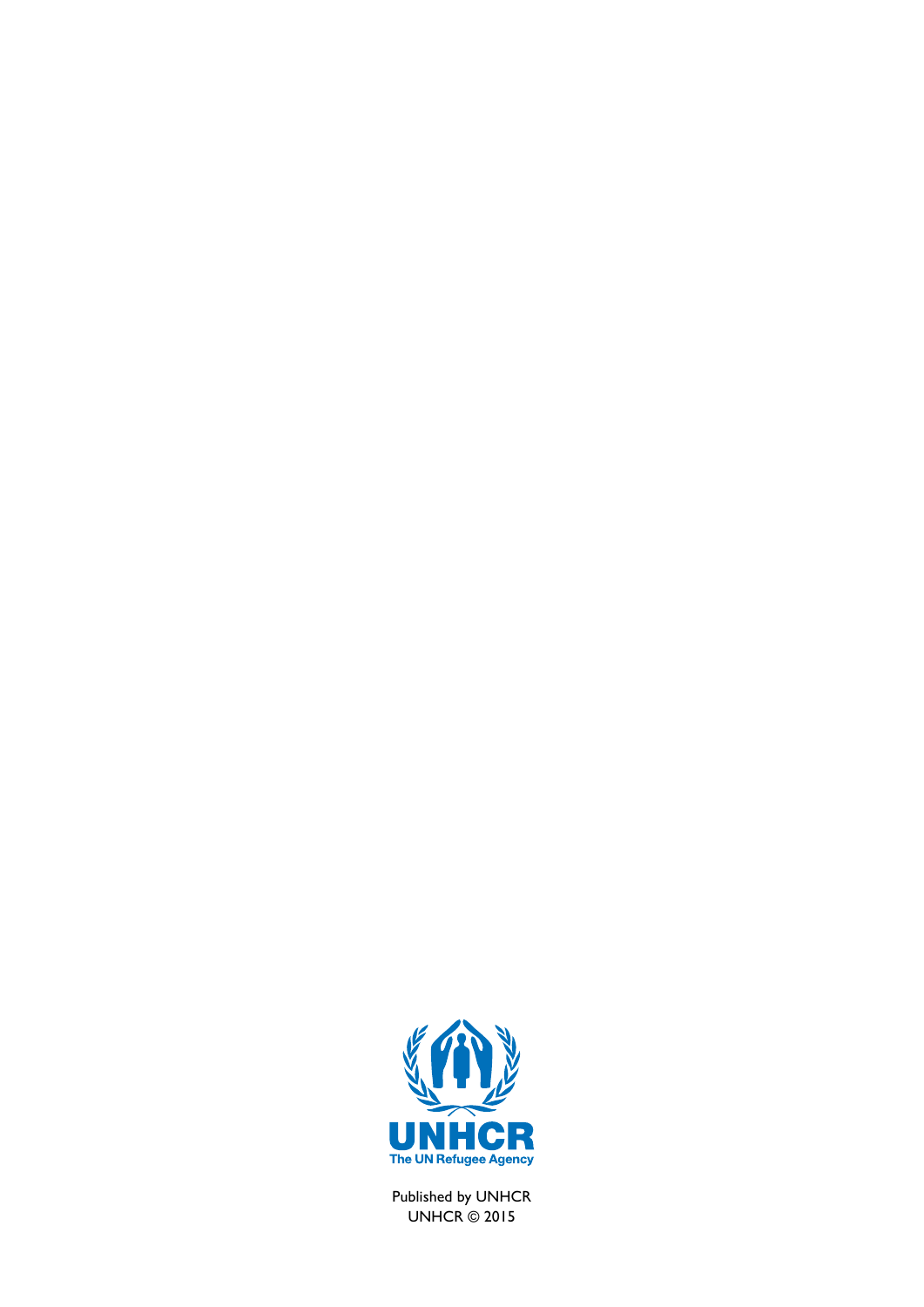UNHCR
The UN Refugee Agency

Published by UNHCR
UNHCR © 2015